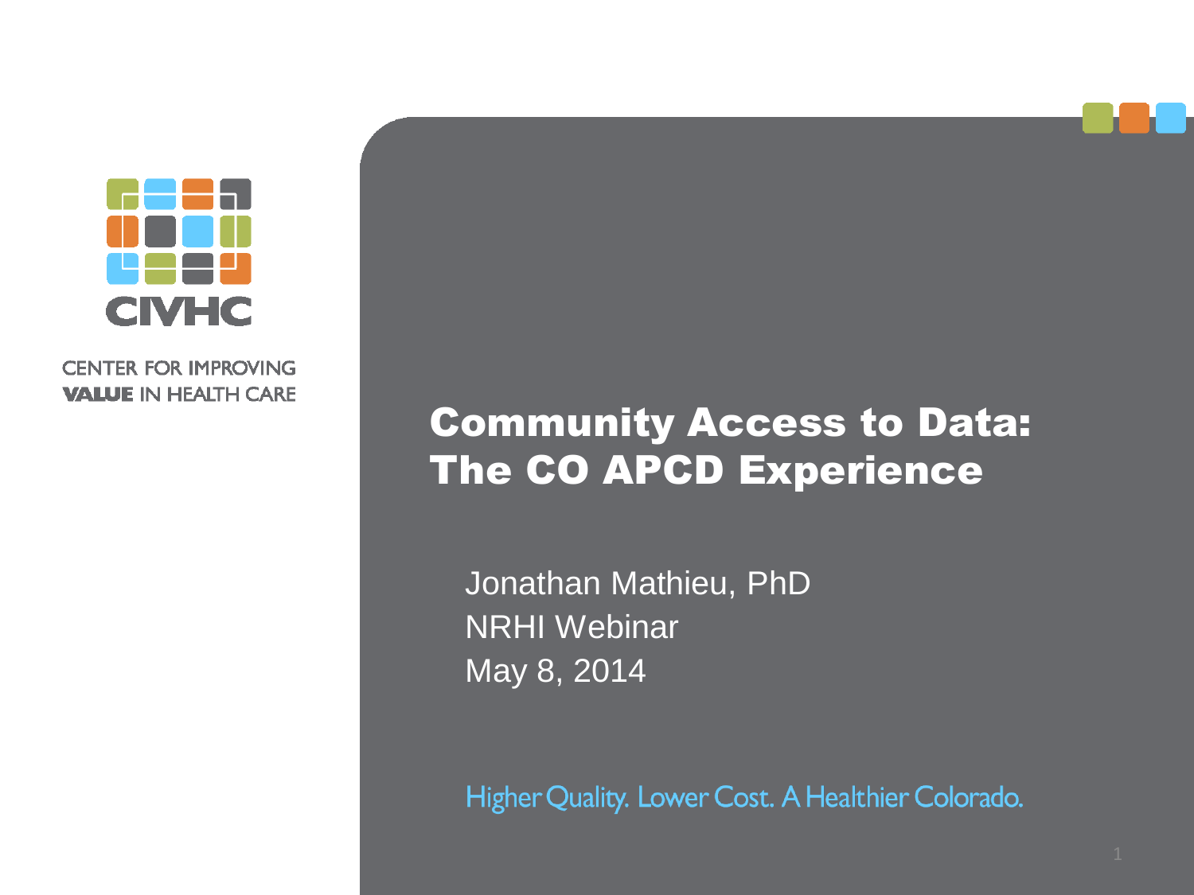CIVHC

CENTER FOR IMPROVING **VALUE** IN HEALTH CARE

# Community Access to Data: The CO APCD Experience

Jonathan Mathieu, PhD
NRHI Webinar
May 8, 2014

Higher Quality. Lower Cost. A Healthier Colorado.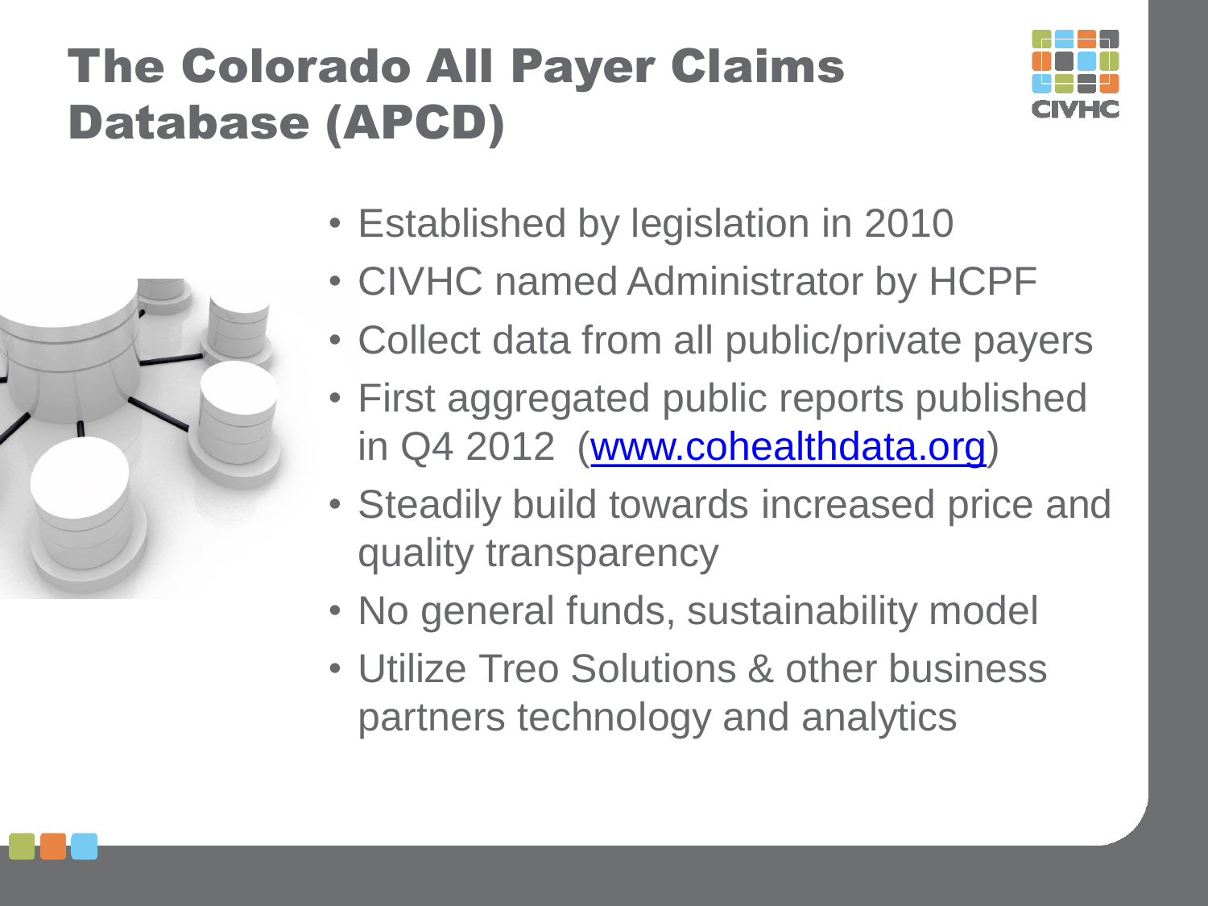# The Colorado All Payer Claims Database (APCD)

- Established by legislation in 2010
- CIVHC named Administrator by HCPF
- Collect data from all public/private payers
- First aggregated public reports published in Q4 2012 ([www.cohealthdata.org](http://www.cohealthdata.org))
- Steadily build towards increased price and quality transparency
- No general funds, sustainability model
- Utilize Treo Solutions & other business partners technology and analytics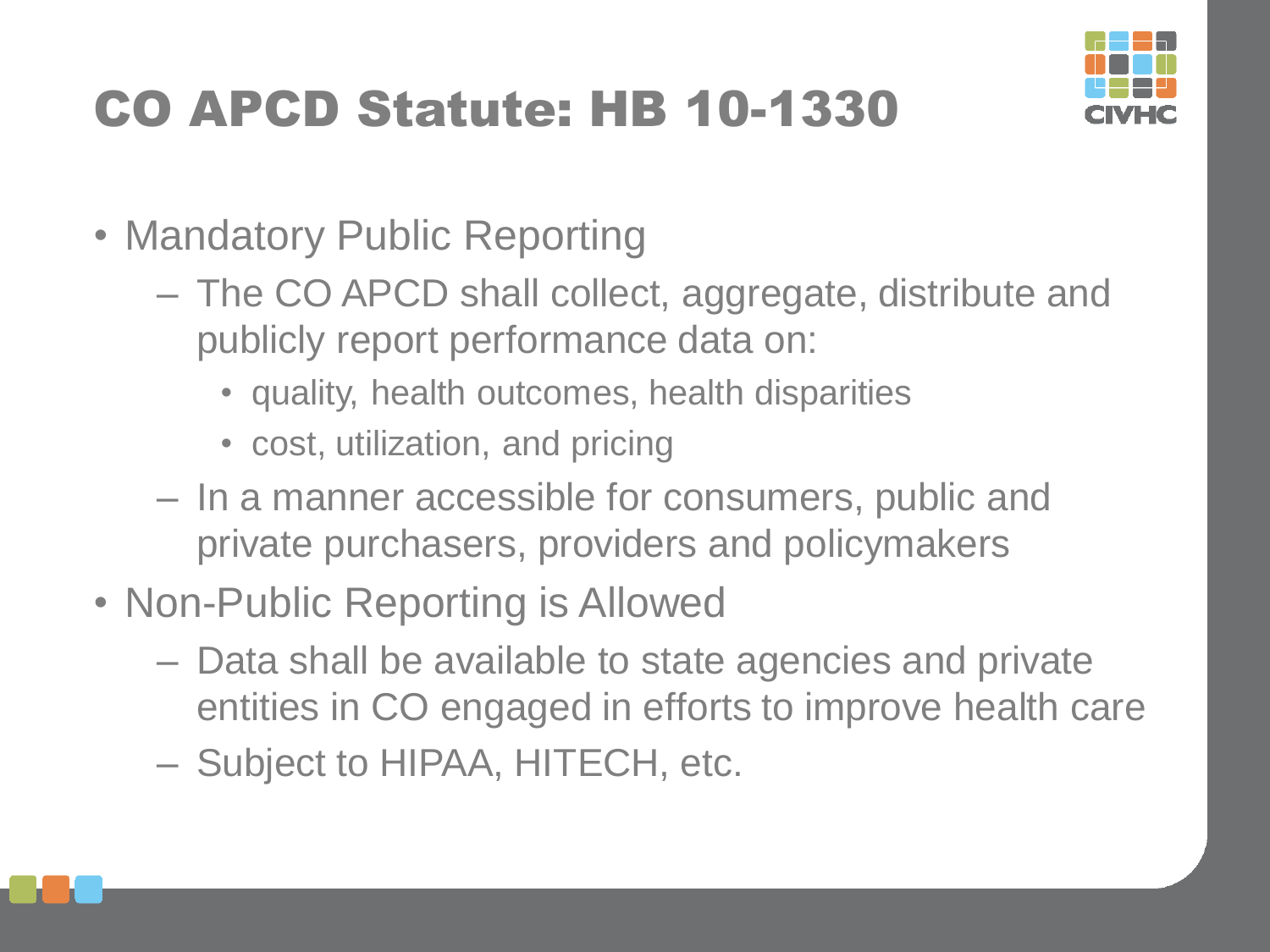# CO APCD Statute: HB 10-1330

- Mandatory Public Reporting
  - The CO APCD shall collect, aggregate, distribute and publicly report performance data on:
    - quality, health outcomes, health disparities
    - cost, utilization, and pricing
  - In a manner accessible for consumers, public and private purchasers, providers and policymakers
- Non-Public Reporting is Allowed
  - Data shall be available to state agencies and private entities in CO engaged in efforts to improve health care
  - Subject to HIPAA, HITECH, etc.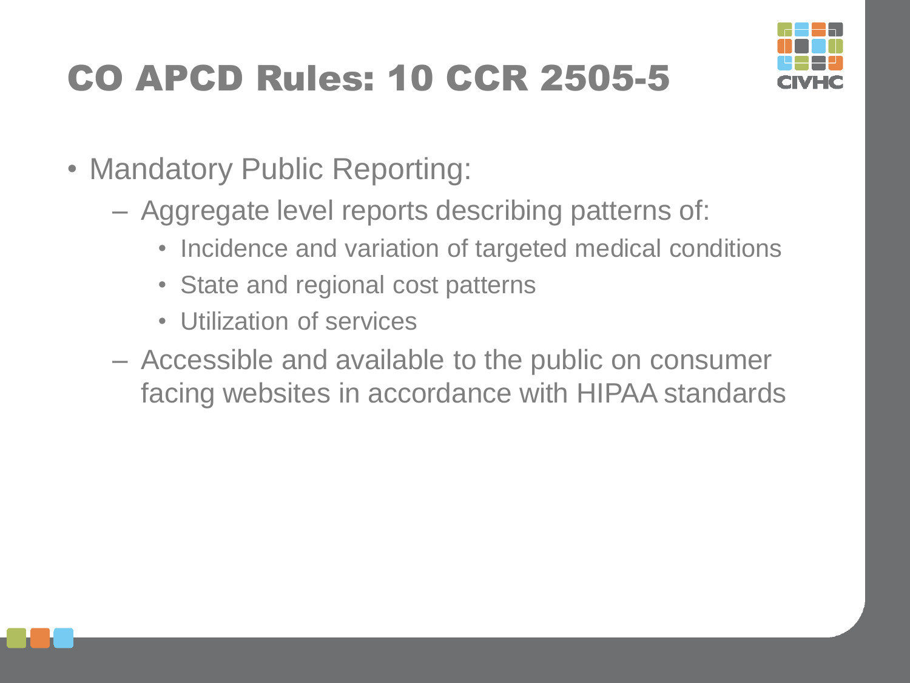# CO APCD Rules: 10 CCR 2505-5

- Mandatory Public Reporting:
  - Aggregate level reports describing patterns of:
    - Incidence and variation of targeted medical conditions
    - State and regional cost patterns
    - Utilization of services
  - Accessible and available to the public on consumer facing websites in accordance with HIPAA standards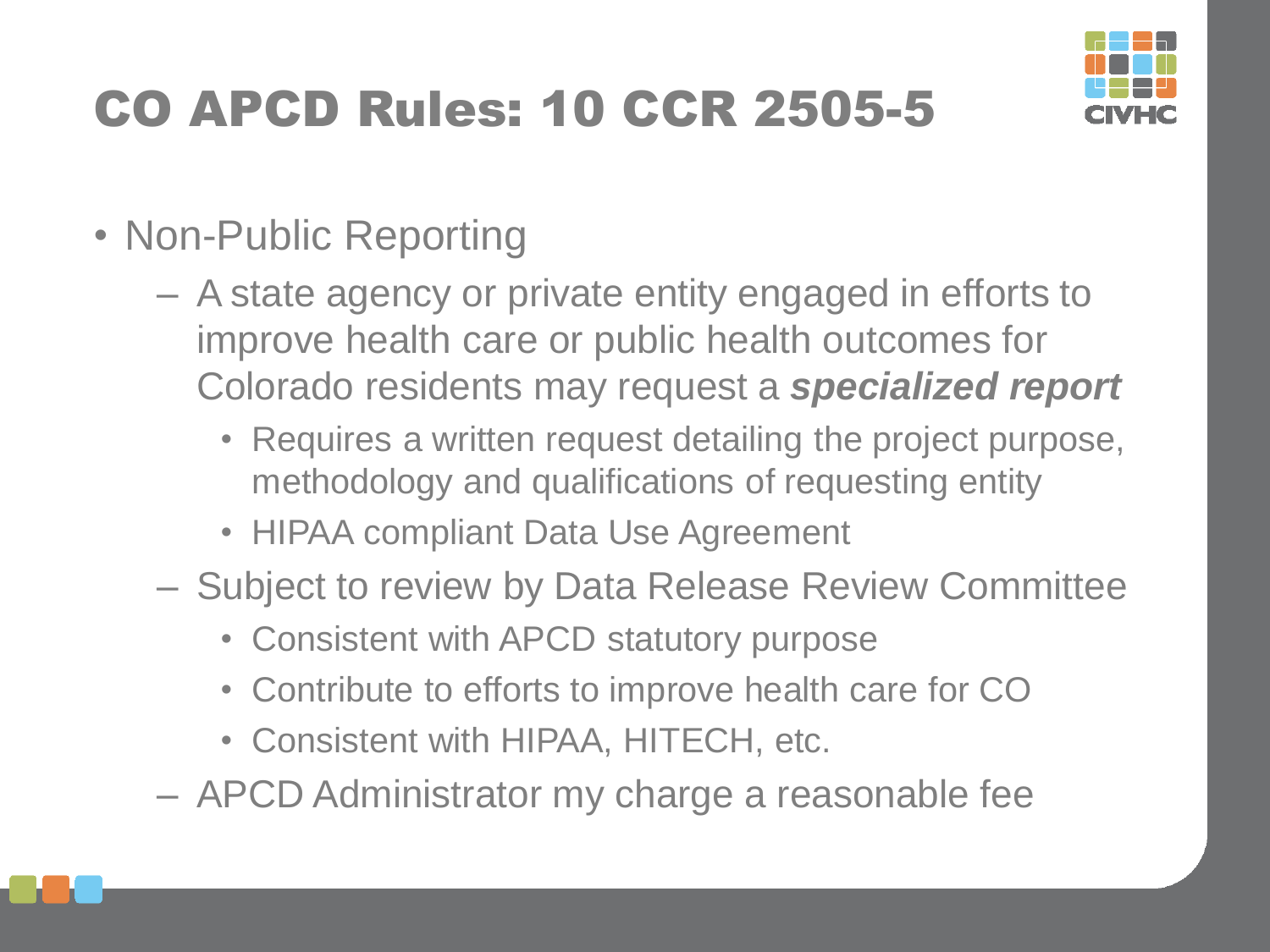# CO APCD Rules: 10 CCR 2505-5

- Non-Public Reporting
  - A state agency or private entity engaged in efforts to improve health care or public health outcomes for Colorado residents may request a ***specialized report***
    - Requires a written request detailing the project purpose, methodology and qualifications of requesting entity
    - HIPAA compliant Data Use Agreement
  - Subject to review by Data Release Review Committee
    - Consistent with APCD statutory purpose
    - Contribute to efforts to improve health care for CO
    - Consistent with HIPAA, HITECH, etc.
  - APCD Administrator my charge a reasonable fee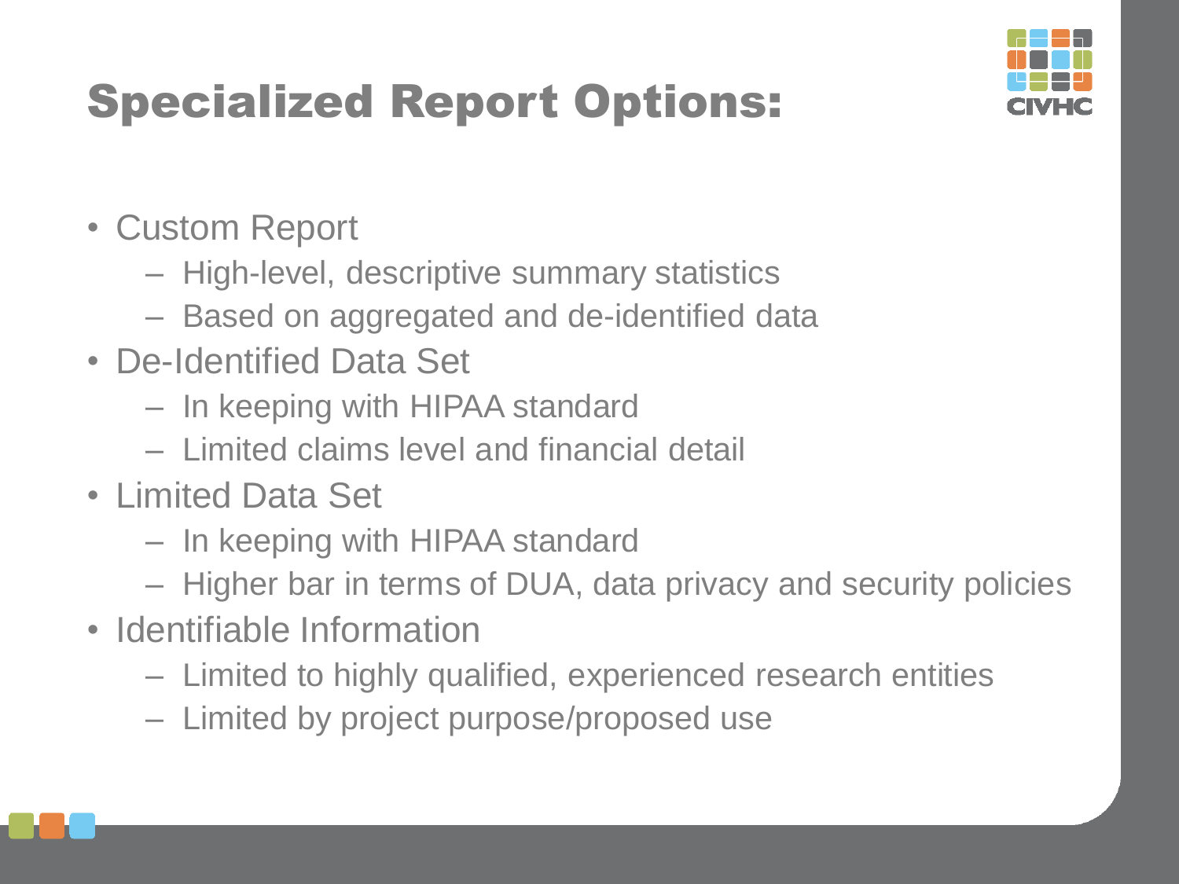# Specialized Report Options:

- Custom Report
  - High-level, descriptive summary statistics
  - Based on aggregated and de-identified data
- De-Identified Data Set
  - In keeping with HIPAA standard
  - Limited claims level and financial detail
- Limited Data Set
  - In keeping with HIPAA standard
  - Higher bar in terms of DUA, data privacy and security policies
- Identifiable Information
  - Limited to highly qualified, experienced research entities
  - Limited by project purpose/proposed use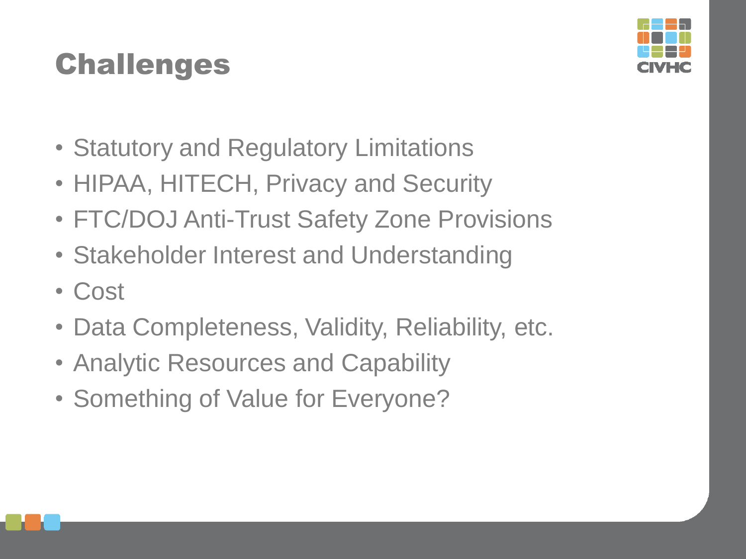# Challenges

- Statutory and Regulatory Limitations
- HIPAA, HITECH, Privacy and Security
- FTC/DOJ Anti-Trust Safety Zone Provisions
- Stakeholder Interest and Understanding
- Cost
- Data Completeness, Validity, Reliability, etc.
- Analytic Resources and Capability
- Something of Value for Everyone?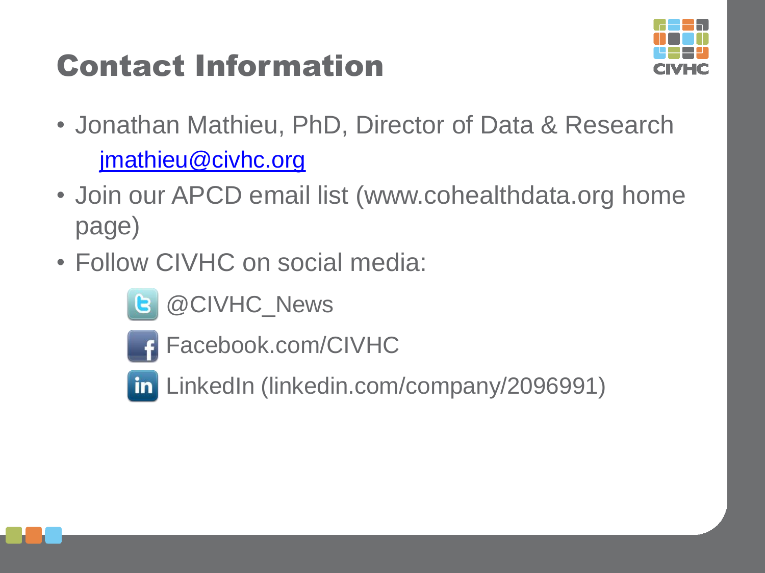# Contact Information

- Jonathan Mathieu, PhD, Director of Data & Research
  jmathieu@civhc.org
- Join our APCD email list (www.cohealthdata.org home page)
- Follow CIVHC on social media:
  - @CIVHC_News
  - Facebook.com/CIVHC
  - LinkedIn (linkedin.com/company/2096991)